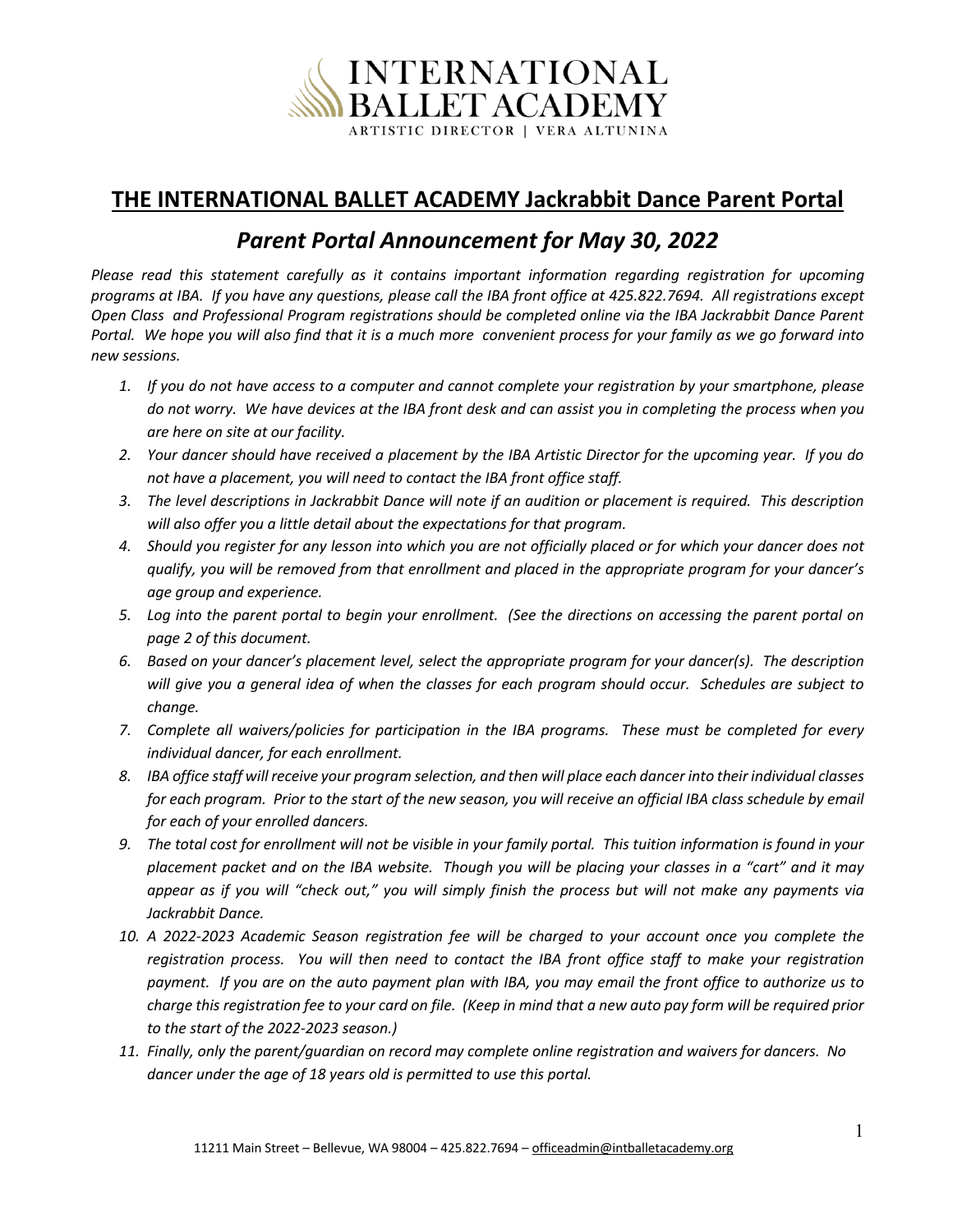# INTERNATIONAL BALLET ACADEMY

ARTISTIC DIRECTOR | VERA ALTUNINA

## THE INTERNATIONAL BALLET ACADEMY Jackrabbit Dance Parent Portal

### *Parent Portal Announcement for May 30, 2022*

*Please read this statement carefully as it contains important information regarding registration for upcoming programs at IBA. If you have any questions, please call the IBA front office at 425.822.7694. All registrations except Open Class and Professional Program registrations should be completed online via the IBA Jackrabbit Dance Parent Portal. We hope you will also find that it is a much more convenient process for your family as we go forward into new sessions.*

1. *If you do not have access to a computer and cannot complete your registration by your smartphone, please do not worry. We have devices at the IBA front desk and can assist you in completing the process when you are here on site at our facility.*
2. *Your dancer should have received a placement by the IBA Artistic Director for the upcoming year. If you do not have a placement, you will need to contact the IBA front office staff.*
3. *The level descriptions in Jackrabbit Dance will note if an audition or placement is required. This description will also offer you a little detail about the expectations for that program.*
4. *Should you register for any lesson into which you are not officially placed or for which your dancer does not qualify, you will be removed from that enrollment and placed in the appropriate program for your dancer's age group and experience.*
5. *Log into the parent portal to begin your enrollment. (See the directions on accessing the parent portal on page 2 of this document.*
6. *Based on your dancer's placement level, select the appropriate program for your dancer(s). The description will give you a general idea of when the classes for each program should occur. Schedules are subject to change.*
7. *Complete all waivers/policies for participation in the IBA programs. These must be completed for every individual dancer, for each enrollment.*
8. *IBA office staff will receive your program selection, and then will place each dancer into their individual classes for each program. Prior to the start of the new season, you will receive an official IBA class schedule by email for each of your enrolled dancers.*
9. *The total cost for enrollment will not be visible in your family portal. This tuition information is found in your placement packet and on the IBA website. Though you will be placing your classes in a "cart" and it may appear as if you will "check out," you will simply finish the process but will not make any payments via Jackrabbit Dance.*
10. *A 2022-2023 Academic Season registration fee will be charged to your account once you complete the registration process. You will then need to contact the IBA front office staff to make your registration payment. If you are on the auto payment plan with IBA, you may email the front office to authorize us to charge this registration fee to your card on file. (Keep in mind that a new auto pay form will be required prior to the start of the 2022-2023 season.)*
11. *Finally, only the parent/guardian on record may complete online registration and waivers for dancers. No dancer under the age of 18 years old is permitted to use this portal.*

11211 Main Street – Bellevue, WA 98004 – 425.822.7694 – officeadmin@intballetacademy.org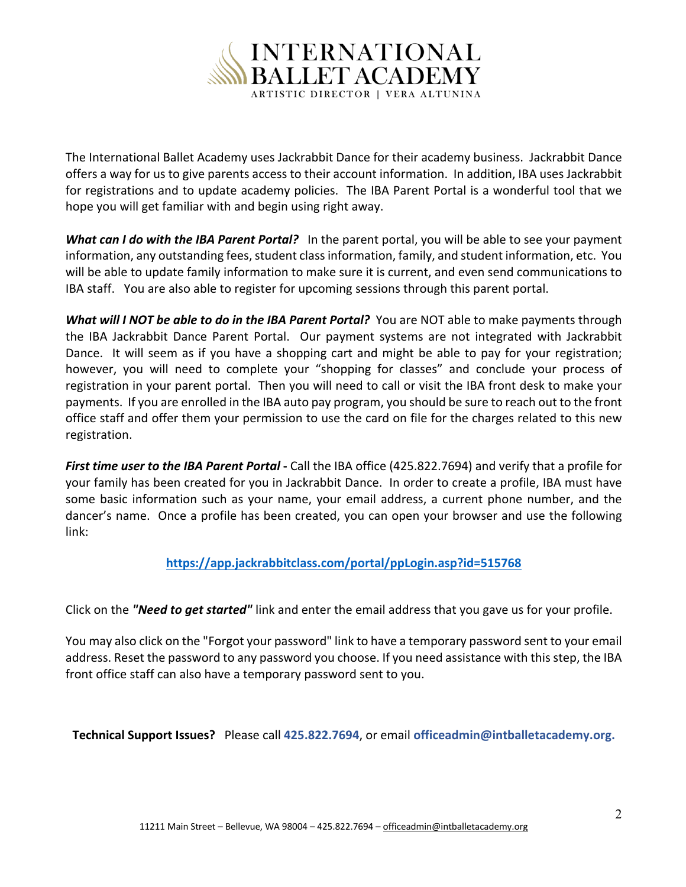# INTERNATIONAL BALLET ACADEMY

ARTISTIC DIRECTOR | VERA ALTUNINA

The International Ballet Academy uses Jackrabbit Dance for their academy business. Jackrabbit Dance offers a way for us to give parents access to their account information. In addition, IBA uses Jackrabbit for registrations and to update academy policies. The IBA Parent Portal is a wonderful tool that we hope you will get familiar with and begin using right away.

***What can I do with the IBA Parent Portal?*** In the parent portal, you will be able to see your payment information, any outstanding fees, student class information, family, and student information, etc. You will be able to update family information to make sure it is current, and even send communications to IBA staff. You are also able to register for upcoming sessions through this parent portal.

***What will I NOT be able to do in the IBA Parent Portal?*** You are NOT able to make payments through the IBA Jackrabbit Dance Parent Portal. Our payment systems are not integrated with Jackrabbit Dance. It will seem as if you have a shopping cart and might be able to pay for your registration; however, you will need to complete your "shopping for classes" and conclude your process of registration in your parent portal. Then you will need to call or visit the IBA front desk to make your payments. If you are enrolled in the IBA auto pay program, you should be sure to reach out to the front office staff and offer them your permission to use the card on file for the charges related to this new registration.

***First time user to the IBA Parent Portal* -** Call the IBA office (425.822.7694) and verify that a profile for your family has been created for you in Jackrabbit Dance. In order to create a profile, IBA must have some basic information such as your name, your email address, a current phone number, and the dancer's name. Once a profile has been created, you can open your browser and use the following link:

**https://app.jackrabbitclass.com/portal/ppLogin.asp?id=515768**

Click on the ***"Need to get started"*** link and enter the email address that you gave us for your profile.

You may also click on the "Forgot your password" link to have a temporary password sent to your email address. Reset the password to any password you choose. If you need assistance with this step, the IBA front office staff can also have a temporary password sent to you.

**Technical Support Issues?** Please call **425.822.7694**, or email **officeadmin@intballetacademy.org.**

11211 Main Street – Bellevue, WA 98004 – 425.822.7694 – officeadmin@intballetacademy.org